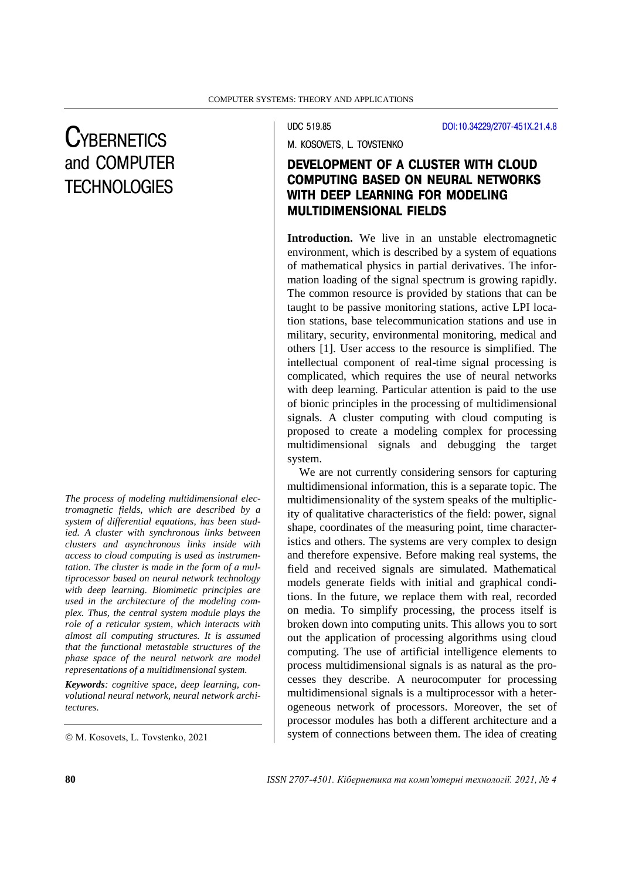# CYBERNETICS and COMPUTER TECHNOLOGIES

UDC 519.85

DOI:10.34229/2707-451X.21.4.8

M. KOSOVETS, L. TOVSTENKO

## DEVELOPMENT OF A CLUSTER WITH CLOUD COMPUTING BASED ON NEURAL NETWORKS WITH DEEP LEARNING FOR MODELING MULTIDIMENSIONAL FIELDS

*The process of modeling multidimensional electromagnetic fields, which are described by a system of differential equations, has been studied. A cluster with synchronous links between clusters and asynchronous links inside with access to cloud computing is used as instrumentation. The cluster is made in the form of a multiprocessor based on neural network technology with deep learning. Biomimetic principles are used in the architecture of the modeling complex. Thus, the central system module plays the role of a reticular system, which interacts with almost all computing structures. It is assumed that the functional metastable structures of the phase space of the neural network are model representations of a multidimensional system.*

***Keywords****: cognitive space, deep learning, convolutional neural network, neural network architectures.*

© M. Kosovets, L. Tovstenko, 2021

**Introduction.** We live in an unstable electromagnetic environment, which is described by a system of equations of mathematical physics in partial derivatives. The information loading of the signal spectrum is growing rapidly. The common resource is provided by stations that can be taught to be passive monitoring stations, active LPI location stations, base telecommunication stations and use in military, security, environmental monitoring, medical and others [1]. User access to the resource is simplified. The intellectual component of real-time signal processing is complicated, which requires the use of neural networks with deep learning. Particular attention is paid to the use of bionic principles in the processing of multidimensional signals. A cluster computing with cloud computing is proposed to create a modeling complex for processing multidimensional signals and debugging the target system.

We are not currently considering sensors for capturing multidimensional information, this is a separate topic. The multidimensionality of the system speaks of the multiplicity of qualitative characteristics of the field: power, signal shape, coordinates of the measuring point, time characteristics and others. The systems are very complex to design and therefore expensive. Before making real systems, the field and received signals are simulated. Mathematical models generate fields with initial and graphical conditions. In the future, we replace them with real, recorded on media. To simplify processing, the process itself is broken down into computing units. This allows you to sort out the application of processing algorithms using cloud computing. The use of artificial intelligence elements to process multidimensional signals is as natural as the processes they describe. A neurocomputer for processing multidimensional signals is a multiprocessor with a heterogeneous network of processors. Moreover, the set of processor modules has both a different architecture and a system of connections between them. The idea of creating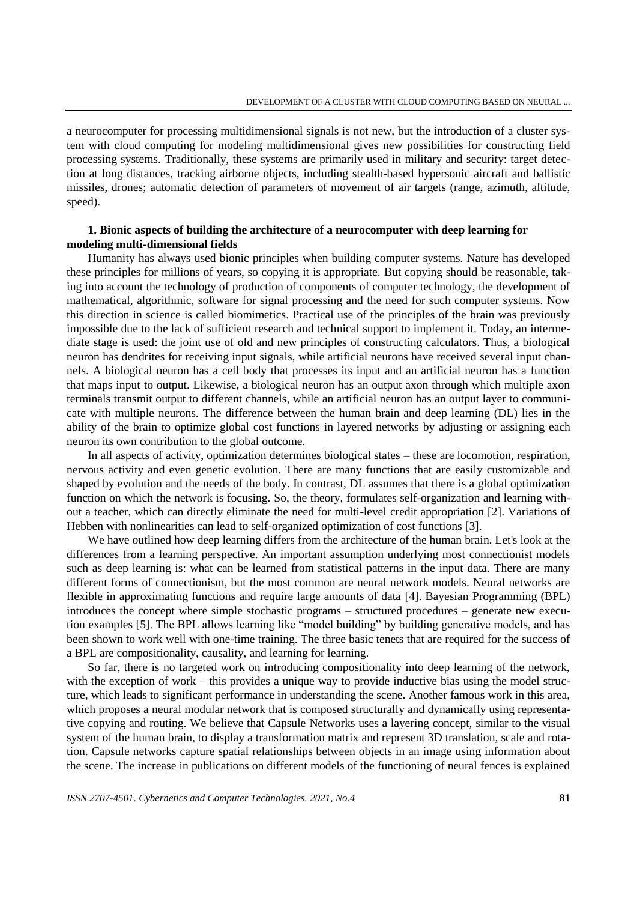a neurocomputer for processing multidimensional signals is not new, but the introduction of a cluster system with cloud computing for modeling multidimensional gives new possibilities for constructing field processing systems. Traditionally, these systems are primarily used in military and security: target detection at long distances, tracking airborne objects, including stealth-based hypersonic aircraft and ballistic missiles, drones; automatic detection of parameters of movement of air targets (range, azimuth, altitude, speed).

### 1. Bionic aspects of building the architecture of a neurocomputer with deep learning for modeling multi-dimensional fields

Humanity has always used bionic principles when building computer systems. Nature has developed these principles for millions of years, so copying it is appropriate. But copying should be reasonable, taking into account the technology of production of components of computer technology, the development of mathematical, algorithmic, software for signal processing and the need for such computer systems. Now this direction in science is called biomimetics. Practical use of the principles of the brain was previously impossible due to the lack of sufficient research and technical support to implement it. Today, an intermediate stage is used: the joint use of old and new principles of constructing calculators. Thus, a biological neuron has dendrites for receiving input signals, while artificial neurons have received several input channels. A biological neuron has a cell body that processes its input and an artificial neuron has a function that maps input to output. Likewise, a biological neuron has an output axon through which multiple axon terminals transmit output to different channels, while an artificial neuron has an output layer to communicate with multiple neurons. The difference between the human brain and deep learning (DL) lies in the ability of the brain to optimize global cost functions in layered networks by adjusting or assigning each neuron its own contribution to the global outcome.

In all aspects of activity, optimization determines biological states – these are locomotion, respiration, nervous activity and even genetic evolution. There are many functions that are easily customizable and shaped by evolution and the needs of the body. In contrast, DL assumes that there is a global optimization function on which the network is focusing. So, the theory, formulates self-organization and learning without a teacher, which can directly eliminate the need for multi-level credit appropriation [2]. Variations of Hebben with nonlinearities can lead to self-organized optimization of cost functions [3].

We have outlined how deep learning differs from the architecture of the human brain. Let's look at the differences from a learning perspective. An important assumption underlying most connectionist models such as deep learning is: what can be learned from statistical patterns in the input data. There are many different forms of connectionism, but the most common are neural network models. Neural networks are flexible in approximating functions and require large amounts of data [4]. Bayesian Programming (BPL) introduces the concept where simple stochastic programs – structured procedures – generate new execution examples [5]. The BPL allows learning like "model building" by building generative models, and has been shown to work well with one-time training. The three basic tenets that are required for the success of a BPL are compositionality, causality, and learning for learning.

So far, there is no targeted work on introducing compositionality into deep learning of the network, with the exception of work – this provides a unique way to provide inductive bias using the model structure, which leads to significant performance in understanding the scene. Another famous work in this area, which proposes a neural modular network that is composed structurally and dynamically using representative copying and routing. We believe that Capsule Networks uses a layering concept, similar to the visual system of the human brain, to display a transformation matrix and represent 3D translation, scale and rotation. Capsule networks capture spatial relationships between objects in an image using information about the scene. The increase in publications on different models of the functioning of neural fences is explained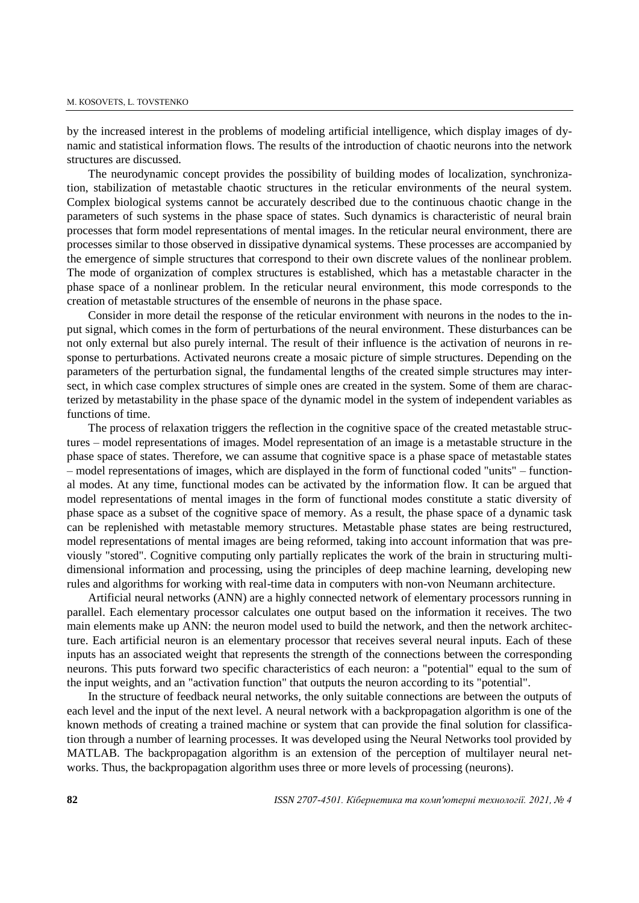by the increased interest in the problems of modeling artificial intelligence, which display images of dynamic and statistical information flows. The results of the introduction of chaotic neurons into the network structures are discussed.

The neurodynamic concept provides the possibility of building modes of localization, synchronization, stabilization of metastable chaotic structures in the reticular environments of the neural system. Complex biological systems cannot be accurately described due to the continuous chaotic change in the parameters of such systems in the phase space of states. Such dynamics is characteristic of neural brain processes that form model representations of mental images. In the reticular neural environment, there are processes similar to those observed in dissipative dynamical systems. These processes are accompanied by the emergence of simple structures that correspond to their own discrete values of the nonlinear problem. The mode of organization of complex structures is established, which has a metastable character in the phase space of a nonlinear problem. In the reticular neural environment, this mode corresponds to the creation of metastable structures of the ensemble of neurons in the phase space.

Consider in more detail the response of the reticular environment with neurons in the nodes to the input signal, which comes in the form of perturbations of the neural environment. These disturbances can be not only external but also purely internal. The result of their influence is the activation of neurons in response to perturbations. Activated neurons create a mosaic picture of simple structures. Depending on the parameters of the perturbation signal, the fundamental lengths of the created simple structures may intersect, in which case complex structures of simple ones are created in the system. Some of them are characterized by metastability in the phase space of the dynamic model in the system of independent variables as functions of time.

The process of relaxation triggers the reflection in the cognitive space of the created metastable structures – model representations of images. Model representation of an image is a metastable structure in the phase space of states. Therefore, we can assume that cognitive space is a phase space of metastable states – model representations of images, which are displayed in the form of functional coded "units" – functional modes. At any time, functional modes can be activated by the information flow. It can be argued that model representations of mental images in the form of functional modes constitute a static diversity of phase space as a subset of the cognitive space of memory. As a result, the phase space of a dynamic task can be replenished with metastable memory structures. Metastable phase states are being restructured, model representations of mental images are being reformed, taking into account information that was previously "stored". Cognitive computing only partially replicates the work of the brain in structuring multidimensional information and processing, using the principles of deep machine learning, developing new rules and algorithms for working with real-time data in computers with non-von Neumann architecture.

Artificial neural networks (ANN) are a highly connected network of elementary processors running in parallel. Each elementary processor calculates one output based on the information it receives. The two main elements make up ANN: the neuron model used to build the network, and then the network architecture. Each artificial neuron is an elementary processor that receives several neural inputs. Each of these inputs has an associated weight that represents the strength of the connections between the corresponding neurons. This puts forward two specific characteristics of each neuron: a "potential" equal to the sum of the input weights, and an "activation function" that outputs the neuron according to its "potential".

In the structure of feedback neural networks, the only suitable connections are between the outputs of each level and the input of the next level. A neural network with a backpropagation algorithm is one of the known methods of creating a trained machine or system that can provide the final solution for classification through a number of learning processes. It was developed using the Neural Networks tool provided by MATLAB. The backpropagation algorithm is an extension of the perception of multilayer neural networks. Thus, the backpropagation algorithm uses three or more levels of processing (neurons).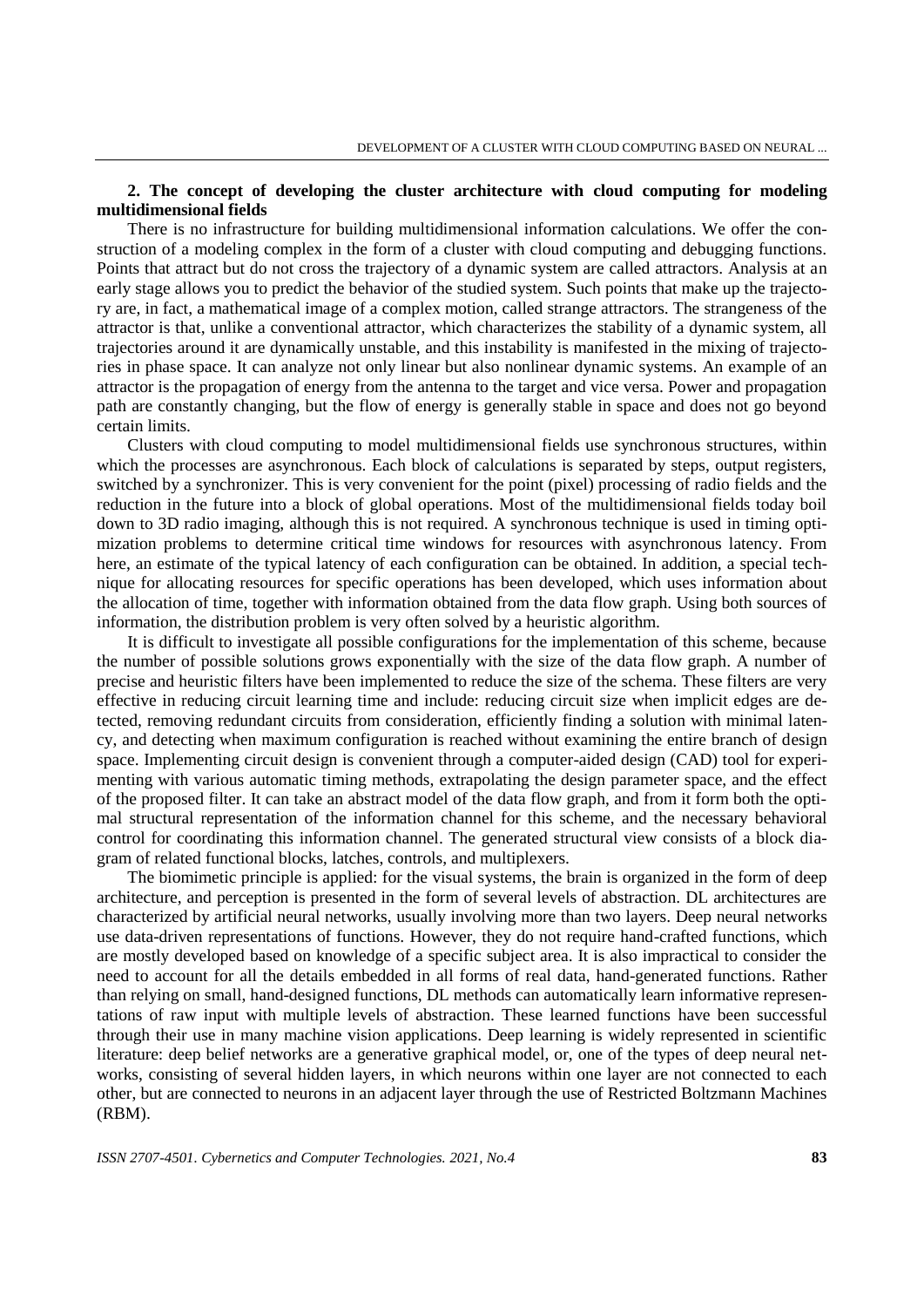## 2. The concept of developing the cluster architecture with cloud computing for modeling multidimensional fields

There is no infrastructure for building multidimensional information calculations. We offer the construction of a modeling complex in the form of a cluster with cloud computing and debugging functions. Points that attract but do not cross the trajectory of a dynamic system are called attractors. Analysis at an early stage allows you to predict the behavior of the studied system. Such points that make up the trajectory are, in fact, a mathematical image of a complex motion, called strange attractors. The strangeness of the attractor is that, unlike a conventional attractor, which characterizes the stability of a dynamic system, all trajectories around it are dynamically unstable, and this instability is manifested in the mixing of trajectories in phase space. It can analyze not only linear but also nonlinear dynamic systems. An example of an attractor is the propagation of energy from the antenna to the target and vice versa. Power and propagation path are constantly changing, but the flow of energy is generally stable in space and does not go beyond certain limits.

Clusters with cloud computing to model multidimensional fields use synchronous structures, within which the processes are asynchronous. Each block of calculations is separated by steps, output registers, switched by a synchronizer. This is very convenient for the point (pixel) processing of radio fields and the reduction in the future into a block of global operations. Most of the multidimensional fields today boil down to 3D radio imaging, although this is not required. A synchronous technique is used in timing optimization problems to determine critical time windows for resources with asynchronous latency. From here, an estimate of the typical latency of each configuration can be obtained. In addition, a special technique for allocating resources for specific operations has been developed, which uses information about the allocation of time, together with information obtained from the data flow graph. Using both sources of information, the distribution problem is very often solved by a heuristic algorithm.

It is difficult to investigate all possible configurations for the implementation of this scheme, because the number of possible solutions grows exponentially with the size of the data flow graph. A number of precise and heuristic filters have been implemented to reduce the size of the schema. These filters are very effective in reducing circuit learning time and include: reducing circuit size when implicit edges are detected, removing redundant circuits from consideration, efficiently finding a solution with minimal latency, and detecting when maximum configuration is reached without examining the entire branch of design space. Implementing circuit design is convenient through a computer-aided design (CAD) tool for experimenting with various automatic timing methods, extrapolating the design parameter space, and the effect of the proposed filter. It can take an abstract model of the data flow graph, and from it form both the optimal structural representation of the information channel for this scheme, and the necessary behavioral control for coordinating this information channel. The generated structural view consists of a block diagram of related functional blocks, latches, controls, and multiplexers.

The biomimetic principle is applied: for the visual systems, the brain is organized in the form of deep architecture, and perception is presented in the form of several levels of abstraction. DL architectures are characterized by artificial neural networks, usually involving more than two layers. Deep neural networks use data-driven representations of functions. However, they do not require hand-crafted functions, which are mostly developed based on knowledge of a specific subject area. It is also impractical to consider the need to account for all the details embedded in all forms of real data, hand-generated functions. Rather than relying on small, hand-designed functions, DL methods can automatically learn informative representations of raw input with multiple levels of abstraction. These learned functions have been successful through their use in many machine vision applications. Deep learning is widely represented in scientific literature: deep belief networks are a generative graphical model, or, one of the types of deep neural networks, consisting of several hidden layers, in which neurons within one layer are not connected to each other, but are connected to neurons in an adjacent layer through the use of Restricted Boltzmann Machines (RBM).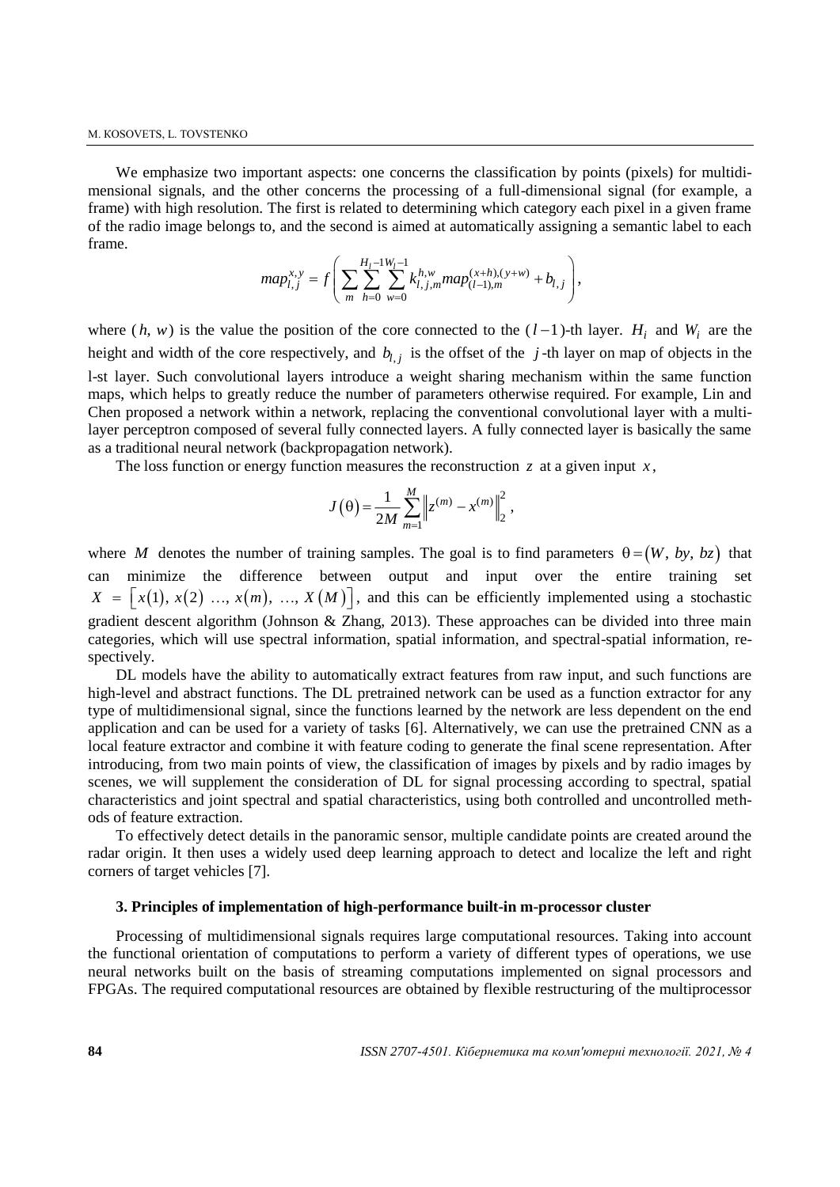We emphasize two important aspects: one concerns the classification by points (pixels) for multidimensional signals, and the other concerns the processing of a full-dimensional signal (for example, a frame) with high resolution. The first is related to determining which category each pixel in a given frame of the radio image belongs to, and the second is aimed at automatically assigning a semantic label to each frame.

$$map_{l,j}^{x,y} = f\left( \sum_{m} \sum_{h=0}^{H_l-1} \sum_{w=0}^{W_l-1} k_{l,j,m}^{h,w} map_{(l-1),m}^{(x+h),(y+w)} + b_{l,j} \right),$$

where $(h, w)$ is the value the position of the core connected to the $(l-1)$-th layer. $H_i$ and $W_i$ are the height and width of the core respectively, and $b_{l,j}$ is the offset of the $j$-th layer on map of objects in the l-st layer. Such convolutional layers introduce a weight sharing mechanism within the same function maps, which helps to greatly reduce the number of parameters otherwise required. For example, Lin and Chen proposed a network within a network, replacing the conventional convolutional layer with a multilayer perceptron composed of several fully connected layers. A fully connected layer is basically the same as a traditional neural network (backpropagation network).

The loss function or energy function measures the reconstruction $z$ at a given input $x$,

$$J(\theta) = \frac{1}{2M} \sum_{m=1}^{M} \left\| z^{(m)} - x^{(m)} \right\|_2^2,$$

where $M$ denotes the number of training samples. The goal is to find parameters $\theta = (W, by, bz)$ that can minimize the difference between output and input over the entire training set $X = [x(1), x(2) \ldots, x(m), \ldots, X(M)]$, and this can be efficiently implemented using a stochastic gradient descent algorithm (Johnson & Zhang, 2013). These approaches can be divided into three main categories, which will use spectral information, spatial information, and spectral-spatial information, respectively.

DL models have the ability to automatically extract features from raw input, and such functions are high-level and abstract functions. The DL pretrained network can be used as a function extractor for any type of multidimensional signal, since the functions learned by the network are less dependent on the end application and can be used for a variety of tasks [6]. Alternatively, we can use the pretrained CNN as a local feature extractor and combine it with feature coding to generate the final scene representation. After introducing, from two main points of view, the classification of images by pixels and by radio images by scenes, we will supplement the consideration of DL for signal processing according to spectral, spatial characteristics and joint spectral and spatial characteristics, using both controlled and uncontrolled methods of feature extraction.

To effectively detect details in the panoramic sensor, multiple candidate points are created around the radar origin. It then uses a widely used deep learning approach to detect and localize the left and right corners of target vehicles [7].

### 3. Principles of implementation of high-performance built-in m-processor cluster

Processing of multidimensional signals requires large computational resources. Taking into account the functional orientation of computations to perform a variety of different types of operations, we use neural networks built on the basis of streaming computations implemented on signal processors and FPGAs. The required computational resources are obtained by flexible restructuring of the multiprocessor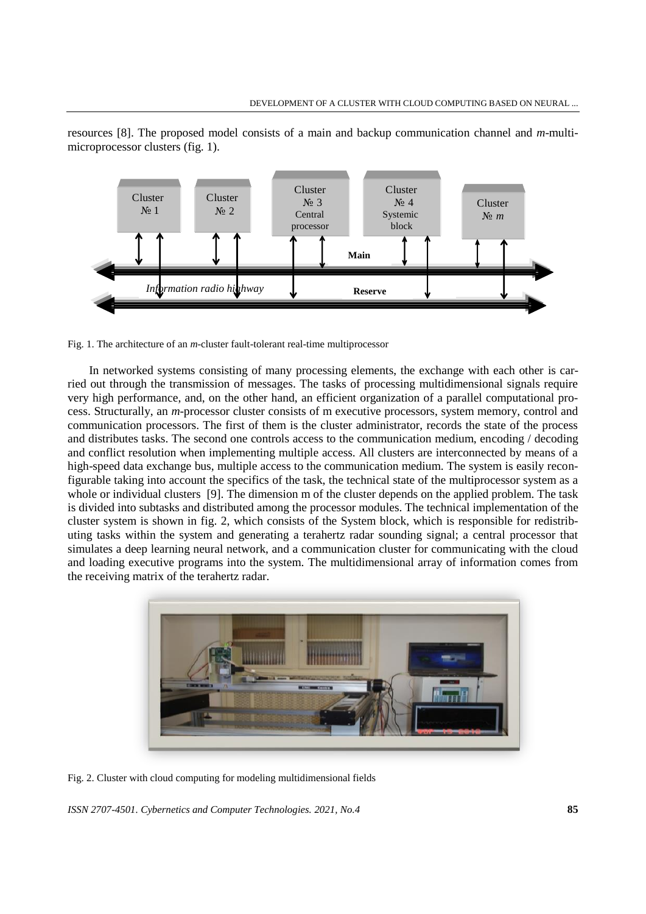resources [8]. The proposed model consists of a main and backup communication channel and *m*-multi-microprocessor clusters (fig. 1).

Fig. 1. The architecture of an *m*-cluster fault-tolerant real-time multiprocessor

In networked systems consisting of many processing elements, the exchange with each other is carried out through the transmission of messages. The tasks of processing multidimensional signals require very high performance, and, on the other hand, an efficient organization of a parallel computational process. Structurally, an *m*-processor cluster consists of m executive processors, system memory, control and communication processors. The first of them is the cluster administrator, records the state of the process and distributes tasks. The second one controls access to the communication medium, encoding / decoding and conflict resolution when implementing multiple access. All clusters are interconnected by means of a high-speed data exchange bus, multiple access to the communication medium. The system is easily reconfigurable taking into account the specifics of the task, the technical state of the multiprocessor system as a whole or individual clusters [9]. The dimension m of the cluster depends on the applied problem. The task is divided into subtasks and distributed among the processor modules. The technical implementation of the cluster system is shown in fig. 2, which consists of the System block, which is responsible for redistributing tasks within the system and generating a terahertz radar sounding signal; a central processor that simulates a deep learning neural network, and a communication cluster for communicating with the cloud and loading executive programs into the system. The multidimensional array of information comes from the receiving matrix of the terahertz radar.

Fig. 2. Cluster with cloud computing for modeling multidimensional fields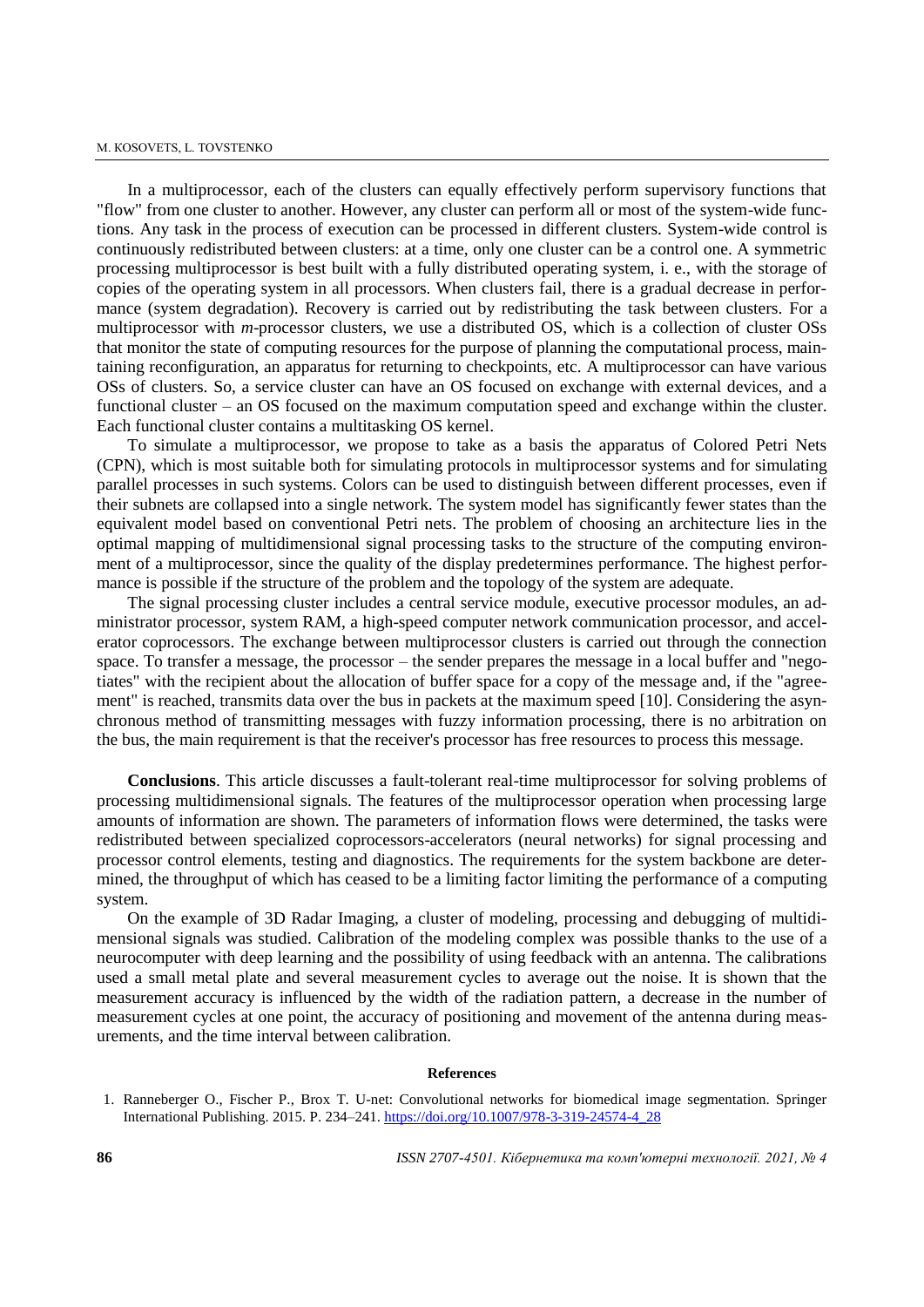In a multiprocessor, each of the clusters can equally effectively perform supervisory functions that "flow" from one cluster to another. However, any cluster can perform all or most of the system-wide functions. Any task in the process of execution can be processed in different clusters. System-wide control is continuously redistributed between clusters: at a time, only one cluster can be a control one. A symmetric processing multiprocessor is best built with a fully distributed operating system, i. e., with the storage of copies of the operating system in all processors. When clusters fail, there is a gradual decrease in performance (system degradation). Recovery is carried out by redistributing the task between clusters. For a multiprocessor with *m*-processor clusters, we use a distributed OS, which is a collection of cluster OSs that monitor the state of computing resources for the purpose of planning the computational process, maintaining reconfiguration, an apparatus for returning to checkpoints, etc. A multiprocessor can have various OSs of clusters. So, a service cluster can have an OS focused on exchange with external devices, and a functional cluster – an OS focused on the maximum computation speed and exchange within the cluster. Each functional cluster contains a multitasking OS kernel.

To simulate a multiprocessor, we propose to take as a basis the apparatus of Colored Petri Nets (CPN), which is most suitable both for simulating protocols in multiprocessor systems and for simulating parallel processes in such systems. Colors can be used to distinguish between different processes, even if their subnets are collapsed into a single network. The system model has significantly fewer states than the equivalent model based on conventional Petri nets. The problem of choosing an architecture lies in the optimal mapping of multidimensional signal processing tasks to the structure of the computing environment of a multiprocessor, since the quality of the display predetermines performance. The highest performance is possible if the structure of the problem and the topology of the system are adequate.

The signal processing cluster includes a central service module, executive processor modules, an administrator processor, system RAM, a high-speed computer network communication processor, and accelerator coprocessors. The exchange between multiprocessor clusters is carried out through the connection space. To transfer a message, the processor – the sender prepares the message in a local buffer and "negotiates" with the recipient about the allocation of buffer space for a copy of the message and, if the "agreement" is reached, transmits data over the bus in packets at the maximum speed [10]. Considering the asynchronous method of transmitting messages with fuzzy information processing, there is no arbitration on the bus, the main requirement is that the receiver's processor has free resources to process this message.

**Conclusions**. This article discusses a fault-tolerant real-time multiprocessor for solving problems of processing multidimensional signals. The features of the multiprocessor operation when processing large amounts of information are shown. The parameters of information flows were determined, the tasks were redistributed between specialized coprocessors-accelerators (neural networks) for signal processing and processor control elements, testing and diagnostics. The requirements for the system backbone are determined, the throughput of which has ceased to be a limiting factor limiting the performance of a computing system.

On the example of 3D Radar Imaging, a cluster of modeling, processing and debugging of multidimensional signals was studied. Calibration of the modeling complex was possible thanks to the use of a neurocomputer with deep learning and the possibility of using feedback with an antenna. The calibrations used a small metal plate and several measurement cycles to average out the noise. It is shown that the measurement accuracy is influenced by the width of the radiation pattern, a decrease in the number of measurement cycles at one point, the accuracy of positioning and movement of the antenna during measurements, and the time interval between calibration.

## References

1. Ranneberger O., Fischer P., Brox T. U-net: Convolutional networks for biomedical image segmentation. Springer International Publishing. 2015. P. 234–241. https://doi.org/10.1007/978-3-319-24574-4_28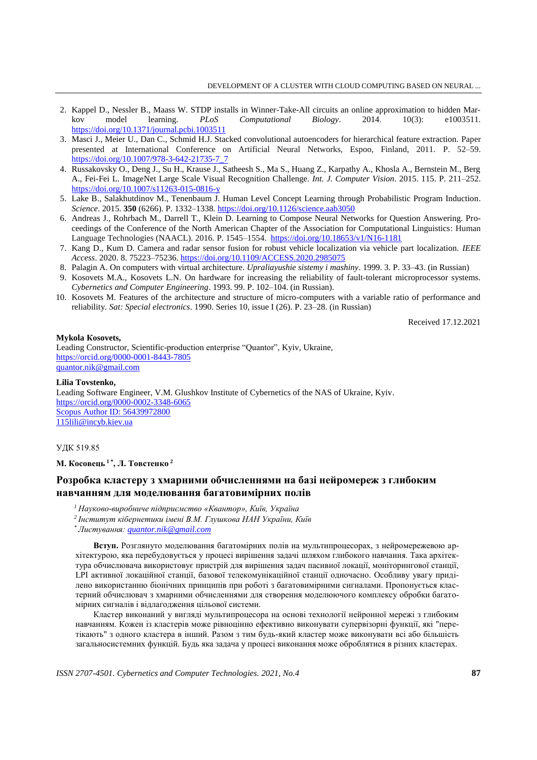2. Kappel D., Nessler B., Maass W. STDP installs in Winner-Take-All circuits an online approximation to hidden Markov model learning. *PLoS Computational Biology*. 2014. 10(3): e1003511. https://doi.org/10.1371/journal.pcbi.1003511
3. Masci J., Meier U., Dan C., Schmid H.J. Stacked convolutional autoencoders for hierarchical feature extraction. Paper presented at International Conference on Artificial Neural Networks, Espoo, Finland, 2011. P. 52–59. https://doi.org/10.1007/978-3-642-21735-7_7
4. Russakovsky O., Deng J., Su H., Krause J., Satheesh S., Ma S., Huang Z., Karpathy A., Khosla A., Bernstein M., Berg A., Fei-Fei L. ImageNet Large Scale Visual Recognition Challenge. *Int. J. Computer Vision*. 2015. 115. P. 211–252. https://doi.org/10.1007/s11263-015-0816-y
5. Lake B., Salakhutdinov M., Tenenbaum J. Human Level Concept Learning through Probabilistic Program Induction. *Science*. 2015. **350** (6266). P. 1332–1338. https://doi.org/10.1126/science.aab3050
6. Andreas J., Rohrbach M., Darrell T., Klein D. Learning to Compose Neural Networks for Question Answering. Proceedings of the Conference of the North American Chapter of the Association for Computational Linguistics: Human Language Technologies (NAACL). 2016. P. 1545–1554. https://doi.org/10.18653/v1/N16-1181
7. Kang D., Kum D. Camera and radar sensor fusion for robust vehicle localization via vehicle part localization. *IEEE Access*. 2020. 8. 75223–75236. https://doi.org/10.1109/ACCESS.2020.2985075
8. Palagin A. On computers with virtual architecture. *Upraliayushie sistemy i mashiny*. 1999. 3. P. 33–43. (in Russian)
9. Kosovets M.A., Kosovets L.N. On hardware for increasing the reliability of fault-tolerant microprocessor systems. *Cybernetics and Computer Engineering*. 1993. 99. P. 102–104. (in Russian).
10. Kosovets M. Features of the architecture and structure of micro-computers with a variable ratio of performance and reliability. *Sat: Special electronics*. 1990. Series 10, issue I (26). P. 23–28. (in Russian)

Received 17.12.2021

**Mykola Коsovets,**
Leading Constructor, Scientific-production enterprise "Quantor", Kyiv, Ukraine,
https://orcid.org/0000-0001-8443-7805
quantor.nik@gmail.com

**Lilia Tovstenko,**
Leading Software Engineer, V.M. Glushkov Institute of Cybernetics of the NAS of Ukraine, Kyiv.
https://orcid.org/0000-0002-3348-6065
Scopus Author ID: 56439972800
115lili@incyb.kiev.ua

УДК 519.85

**М. Косовець [1 *], Л. Товстенко [2]**

## Розробка кластеру з хмарними обчисленнями на базі нейромереж з глибоким навчанням для моделювання багатовимірних полів

*[1] Науково-виробниче підприємство «Квантор», Київ, Україна*

*[2] Інститут кібернетики імені В.М. Глушкова НАН України, Київ*

*[*] Листування: quantor.nik@gmail.com*

**Вступ.** Розглянуто моделювання багатомірних полів на мультипроцесорах, з нейромережевою архітектурою, яка перебудовується у процесі вирішення задачі шляхом глибокого навчання. Така архітектура обчислювача використовує пристрій для вирішення задач пасивної локації, моніторингової станції, LPI активної локаційної станції, базової телекомунікаційної станції одночасно. Особливу увагу приділено використанню біонічних принципів при роботі з багатовимірними сигналами. Пропонується кластерний обчислювач з хмарними обчисленнями для створення моделюючого комплексу обробки багатомірних сигналів і відлагодження цільової системи.

Кластер виконаний у вигляді мультипроцесора на основі технології нейронної мережі з глибоким навчанням. Кожен із кластерів може рівноцінно ефективно виконувати супервізорні функції, які "перетікають" з одного кластера в інший. Разом з тим будь-який кластер може виконувати всі або більшість загальносистемних функцій. Будь яка задача у процесі виконання може оброблятися в різних кластерах.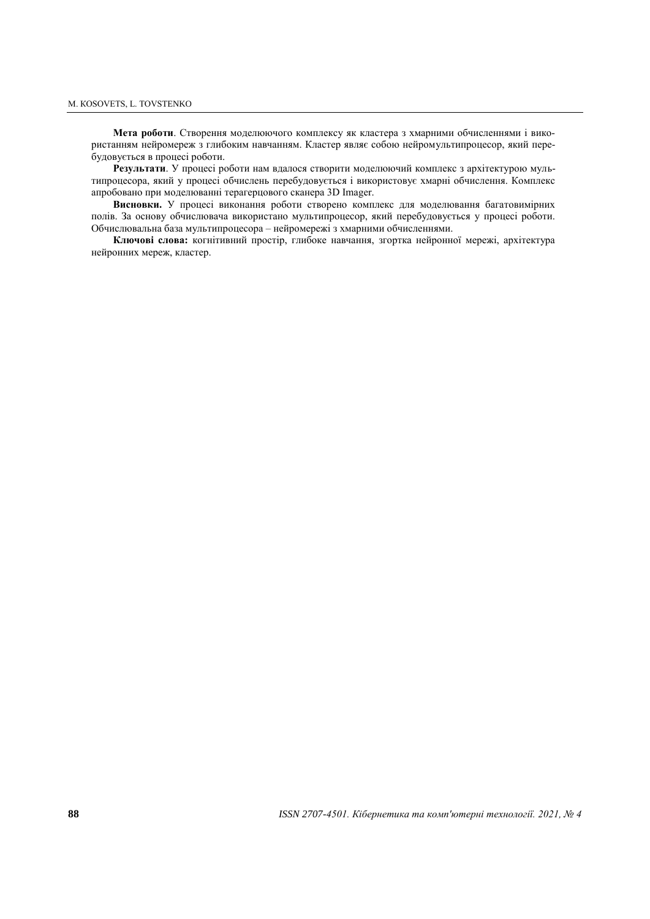**Мета роботи**. Створення моделюючого комплексу як кластера з хмарними обчисленнями і використанням нейромереж з глибоким навчанням. Кластер являє собою нейромультипроцесор, який перебудовується в процесі роботи.

**Результати**. У процесі роботи нам вдалося створити моделюючий комплекс з архітектурою мультипроцесора, який у процесі обчислень перебудовується і використовує хмарні обчислення. Комплекс апробовано при моделюванні терагерцового сканера 3D Imager.

**Висновки.** У процесі виконання роботи створено комплекс для моделювання багатовимірних полів. За основу обчислювача використано мультипроцесор, який перебудовується у процесі роботи. Обчислювальна база мультипроцесора – нейромережі з хмарними обчисленнями.

**Ключові слова:** когнітивний простір, глибоке навчання, згортка нейронної мережі, архітектура нейронних мереж, кластер.